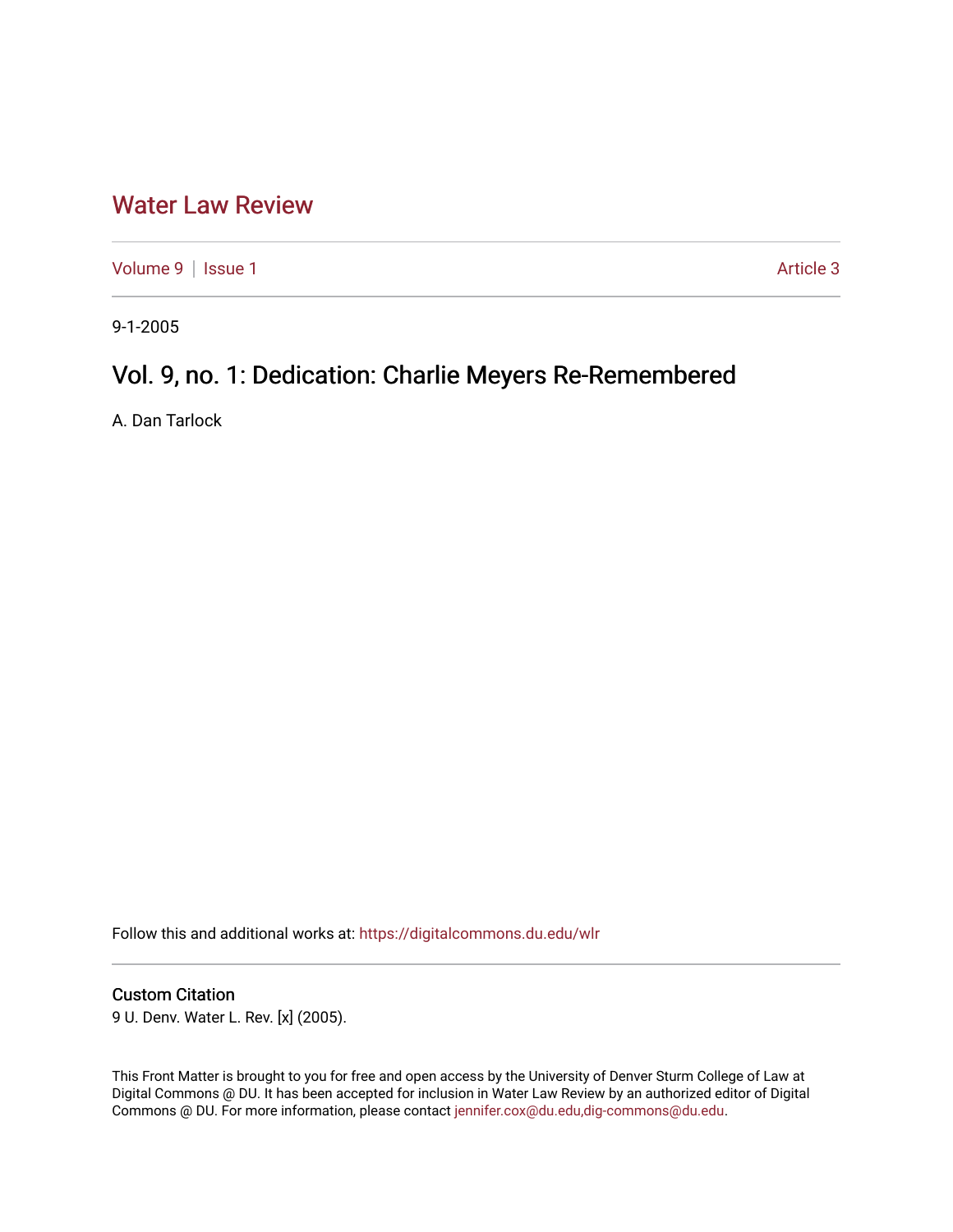# Water Law Review

Volume 9 | Issue 1 — Article 3

9-1-2005

## Vol. 9, no. 1: Dedication: Charlie Meyers Re-Remembered

A. Dan Tarlock

Follow this and additional works at: https://digitalcommons.du.edu/wlr

### Custom Citation

9 U. Denv. Water L. Rev. [x] (2005).

This Front Matter is brought to you for free and open access by the University of Denver Sturm College of Law at Digital Commons @ DU. It has been accepted for inclusion in Water Law Review by an authorized editor of Digital Commons @ DU. For more information, please contact jennifer.cox@du.edu,dig-commons@du.edu.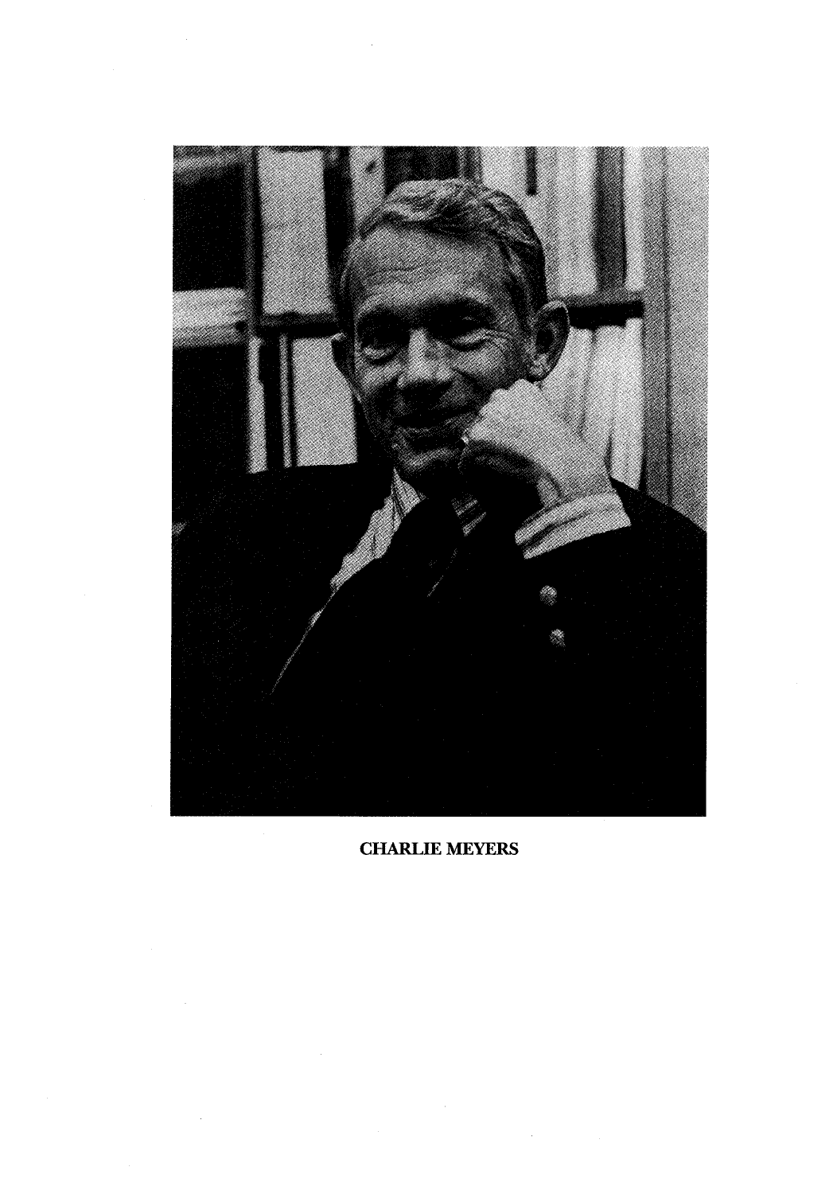CHARLIE MEYERS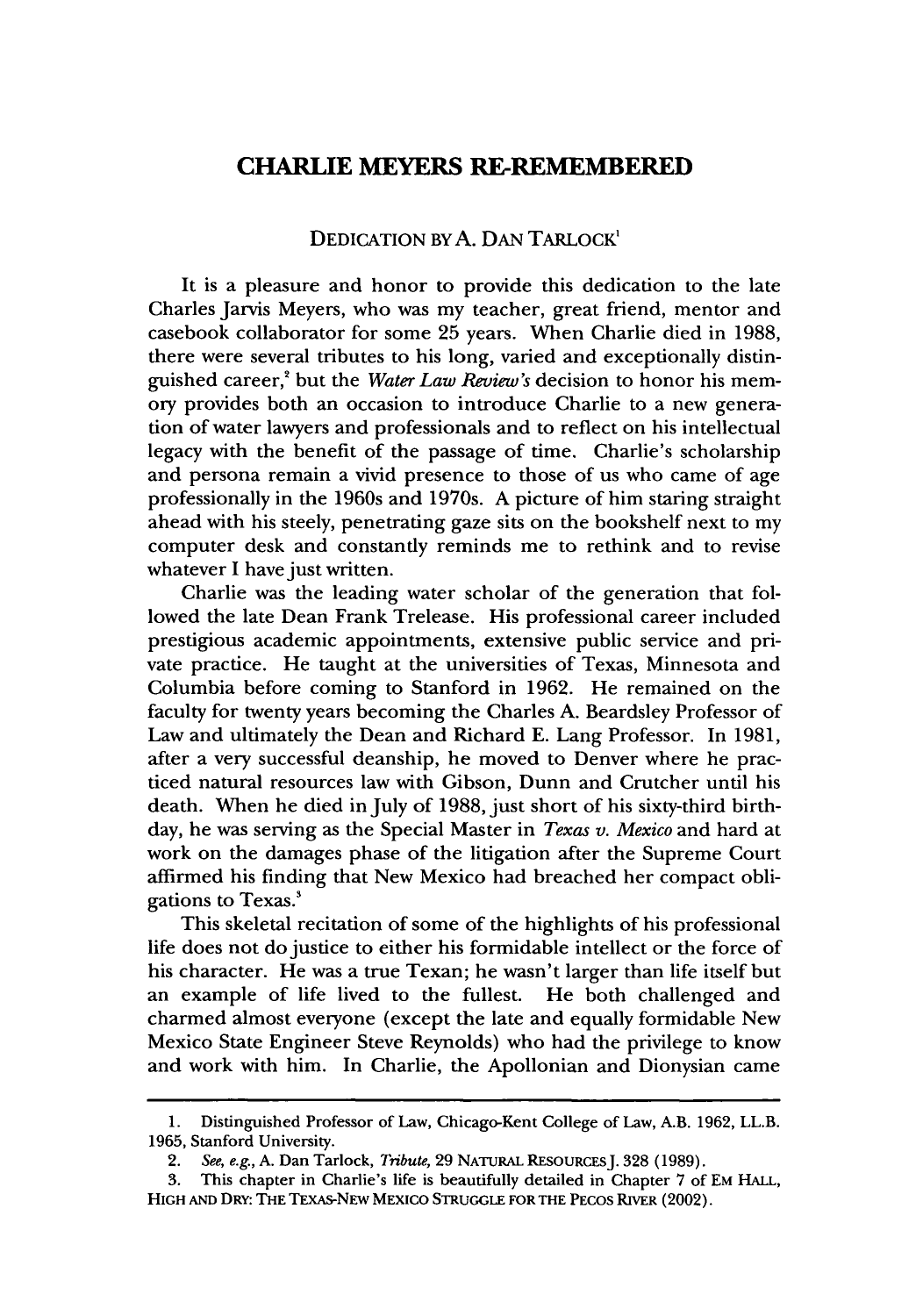# CHARLIE MEYERS RE-REMEMBERED

DEDICATION BY A. DAN TARLOCK[1]

It is a pleasure and honor to provide this dedication to the late Charles Jarvis Meyers, who was my teacher, great friend, mentor and casebook collaborator for some 25 years. When Charlie died in 1988, there were several tributes to his long, varied and exceptionally distinguished career,[2] but the *Water Law Review's* decision to honor his memory provides both an occasion to introduce Charlie to a new generation of water lawyers and professionals and to reflect on his intellectual legacy with the benefit of the passage of time. Charlie's scholarship and persona remain a vivid presence to those of us who came of age professionally in the 1960s and 1970s. A picture of him staring straight ahead with his steely, penetrating gaze sits on the bookshelf next to my computer desk and constantly reminds me to rethink and to revise whatever I have just written.

Charlie was the leading water scholar of the generation that followed the late Dean Frank Trelease. His professional career included prestigious academic appointments, extensive public service and private practice. He taught at the universities of Texas, Minnesota and Columbia before coming to Stanford in 1962. He remained on the faculty for twenty years becoming the Charles A. Beardsley Professor of Law and ultimately the Dean and Richard E. Lang Professor. In 1981, after a very successful deanship, he moved to Denver where he practiced natural resources law with Gibson, Dunn and Crutcher until his death. When he died in July of 1988, just short of his sixty-third birthday, he was serving as the Special Master in *Texas v. Mexico* and hard at work on the damages phase of the litigation after the Supreme Court affirmed his finding that New Mexico had breached her compact obligations to Texas.[3]

This skeletal recitation of some of the highlights of his professional life does not do justice to either his formidable intellect or the force of his character. He was a true Texan; he wasn't larger than life itself but an example of life lived to the fullest. He both challenged and charmed almost everyone (except the late and equally formidable New Mexico State Engineer Steve Reynolds) who had the privilege to know and work with him. In Charlie, the Apollonian and Dionysian came

1. Distinguished Professor of Law, Chicago-Kent College of Law, A.B. 1962, LL.B. 1965, Stanford University.

2. *See, e.g.*, A. Dan Tarlock, *Tribute*, 29 NATURAL RESOURCES J. 328 (1989).

3. This chapter in Charlie's life is beautifully detailed in Chapter 7 of EM HALL, HIGH AND DRY: THE TEXAS-NEW MEXICO STRUGGLE FOR THE PECOS RIVER (2002).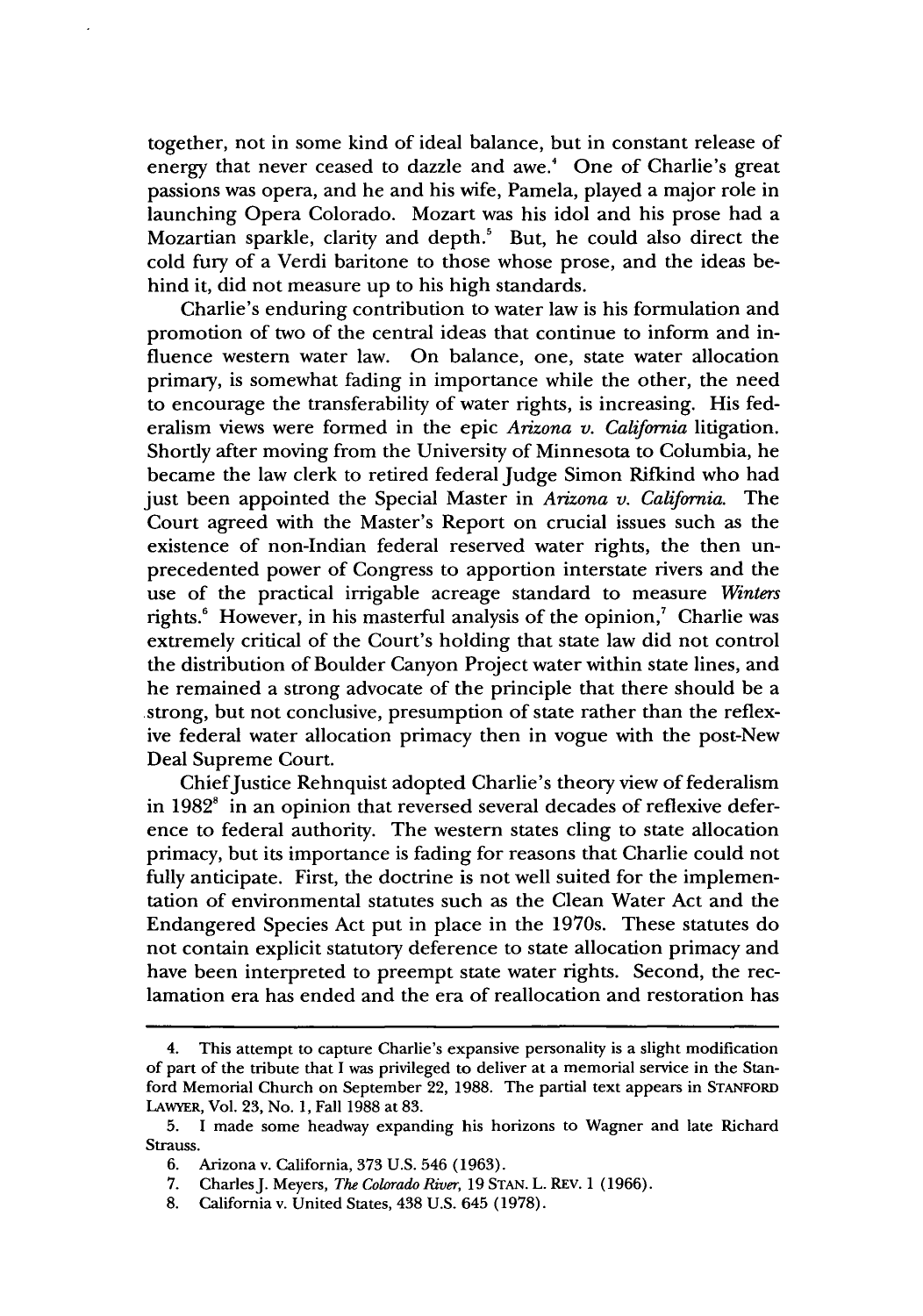together, not in some kind of ideal balance, but in constant release of energy that never ceased to dazzle and awe.[4] One of Charlie's great passions was opera, and he and his wife, Pamela, played a major role in launching Opera Colorado. Mozart was his idol and his prose had a Mozartian sparkle, clarity and depth.[5] But, he could also direct the cold fury of a Verdi baritone to those whose prose, and the ideas behind it, did not measure up to his high standards.

Charlie's enduring contribution to water law is his formulation and promotion of two of the central ideas that continue to inform and influence western water law. On balance, one, state water allocation primary, is somewhat fading in importance while the other, the need to encourage the transferability of water rights, is increasing. His federalism views were formed in the epic *Arizona v. California* litigation. Shortly after moving from the University of Minnesota to Columbia, he became the law clerk to retired federal Judge Simon Rifkind who had just been appointed the Special Master in *Arizona v. California*. The Court agreed with the Master's Report on crucial issues such as the existence of non-Indian federal reserved water rights, the then unprecedented power of Congress to apportion interstate rivers and the use of the practical irrigable acreage standard to measure *Winters* rights.[6] However, in his masterful analysis of the opinion,[7] Charlie was extremely critical of the Court's holding that state law did not control the distribution of Boulder Canyon Project water within state lines, and he remained a strong advocate of the principle that there should be a strong, but not conclusive, presumption of state rather than the reflexive federal water allocation primacy then in vogue with the post-New Deal Supreme Court.

Chief Justice Rehnquist adopted Charlie's theory view of federalism in 1982[8] in an opinion that reversed several decades of reflexive deference to federal authority. The western states cling to state allocation primacy, but its importance is fading for reasons that Charlie could not fully anticipate. First, the doctrine is not well suited for the implementation of environmental statutes such as the Clean Water Act and the Endangered Species Act put in place in the 1970s. These statutes do not contain explicit statutory deference to state allocation primacy and have been interpreted to preempt state water rights. Second, the reclamation era has ended and the era of reallocation and restoration has

---

4. This attempt to capture Charlie's expansive personality is a slight modification of part of the tribute that I was privileged to deliver at a memorial service in the Stanford Memorial Church on September 22, 1988. The partial text appears in STANFORD LAWYER, Vol. 23, No. 1, Fall 1988 at 83.

5. I made some headway expanding his horizons to Wagner and late Richard Strauss.

6. Arizona v. California, 373 U.S. 546 (1963).

7. Charles J. Meyers, *The Colorado River*, 19 STAN. L. REV. 1 (1966).

8. California v. United States, 438 U.S. 645 (1978).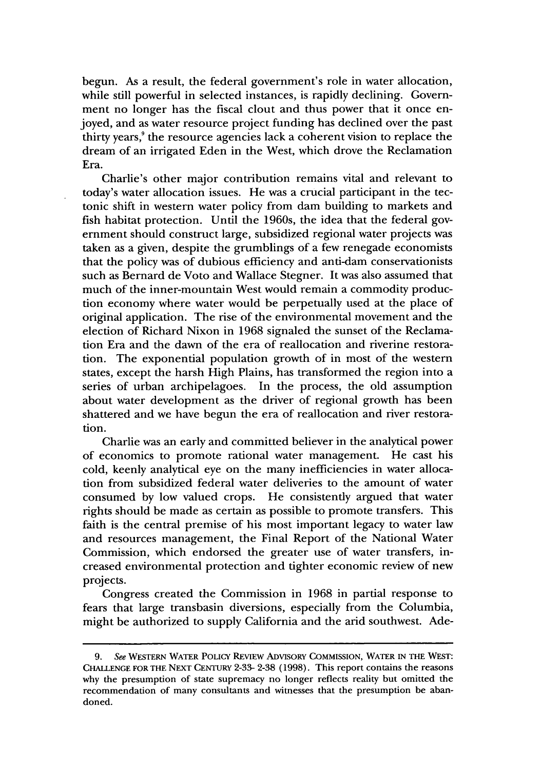begun. As a result, the federal government's role in water allocation, while still powerful in selected instances, is rapidly declining. Government no longer has the fiscal clout and thus power that it once enjoyed, and as water resource project funding has declined over the past thirty years,[9] the resource agencies lack a coherent vision to replace the dream of an irrigated Eden in the West, which drove the Reclamation Era.

Charlie's other major contribution remains vital and relevant to today's water allocation issues. He was a crucial participant in the tectonic shift in western water policy from dam building to markets and fish habitat protection. Until the 1960s, the idea that the federal government should construct large, subsidized regional water projects was taken as a given, despite the grumblings of a few renegade economists that the policy was of dubious efficiency and anti-dam conservationists such as Bernard de Voto and Wallace Stegner. It was also assumed that much of the inner-mountain West would remain a commodity production economy where water would be perpetually used at the place of original application. The rise of the environmental movement and the election of Richard Nixon in 1968 signaled the sunset of the Reclamation Era and the dawn of the era of reallocation and riverine restoration. The exponential population growth of in most of the western states, except the harsh High Plains, has transformed the region into a series of urban archipelagoes. In the process, the old assumption about water development as the driver of regional growth has been shattered and we have begun the era of reallocation and river restoration.

Charlie was an early and committed believer in the analytical power of economics to promote rational water management. He cast his cold, keenly analytical eye on the many inefficiencies in water allocation from subsidized federal water deliveries to the amount of water consumed by low valued crops. He consistently argued that water rights should be made as certain as possible to promote transfers. This faith is the central premise of his most important legacy to water law and resources management, the Final Report of the National Water Commission, which endorsed the greater use of water transfers, increased environmental protection and tighter economic review of new projects.

Congress created the Commission in 1968 in partial response to fears that large transbasin diversions, especially from the Columbia, might be authorized to supply California and the arid southwest. Ade-

---

9. *See* WESTERN WATER POLICY REVIEW ADVISORY COMMISSION, WATER IN THE WEST: CHALLENGE FOR THE NEXT CENTURY 2-33- 2-38 (1998). This report contains the reasons why the presumption of state supremacy no longer reflects reality but omitted the recommendation of many consultants and witnesses that the presumption be abandoned.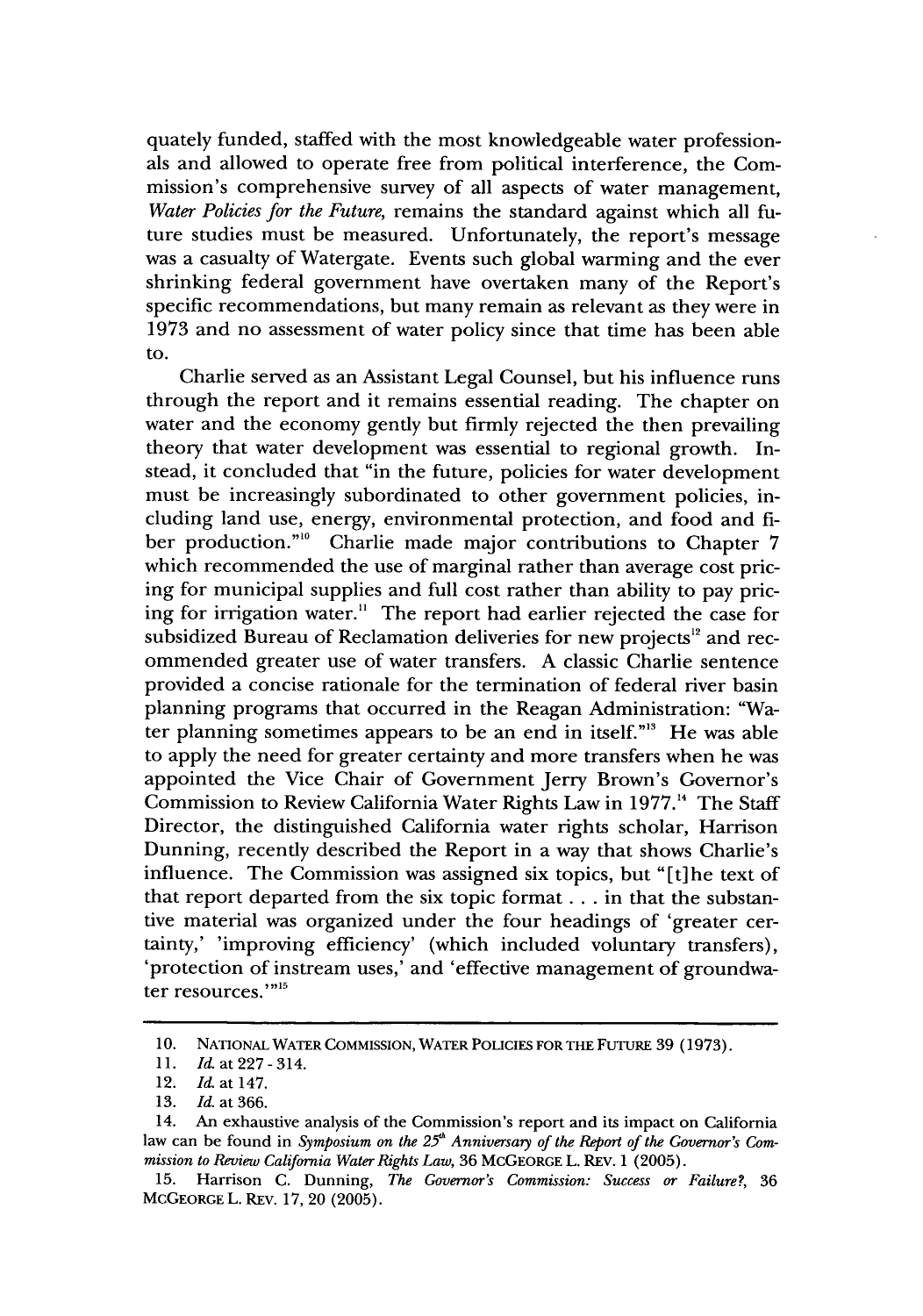quately funded, staffed with the most knowledgeable water professionals and allowed to operate free from political interference, the Commission's comprehensive survey of all aspects of water management, *Water Policies for the Future*, remains the standard against which all future studies must be measured. Unfortunately, the report's message was a casualty of Watergate. Events such global warming and the ever shrinking federal government have overtaken many of the Report's specific recommendations, but many remain as relevant as they were in 1973 and no assessment of water policy since that time has been able to.

Charlie served as an Assistant Legal Counsel, but his influence runs through the report and it remains essential reading. The chapter on water and the economy gently but firmly rejected the then prevailing theory that water development was essential to regional growth. Instead, it concluded that "in the future, policies for water development must be increasingly subordinated to other government policies, including land use, energy, environmental protection, and food and fiber production."[10] Charlie made major contributions to Chapter 7 which recommended the use of marginal rather than average cost pricing for municipal supplies and full cost rather than ability to pay pricing for irrigation water.[11] The report had earlier rejected the case for subsidized Bureau of Reclamation deliveries for new projects[12] and recommended greater use of water transfers. A classic Charlie sentence provided a concise rationale for the termination of federal river basin planning programs that occurred in the Reagan Administration: "Water planning sometimes appears to be an end in itself."[13] He was able to apply the need for greater certainty and more transfers when he was appointed the Vice Chair of Government Jerry Brown's Governor's Commission to Review California Water Rights Law in 1977.[14] The Staff Director, the distinguished California water rights scholar, Harrison Dunning, recently described the Report in a way that shows Charlie's influence. The Commission was assigned six topics, but "[t]he text of that report departed from the six topic format . . . in that the substantive material was organized under the four headings of 'greater certainty,' 'improving efficiency' (which included voluntary transfers), 'protection of instream uses,' and 'effective management of groundwater resources.'"[15]

---

10. NATIONAL WATER COMMISSION, WATER POLICIES FOR THE FUTURE 39 (1973).

11. *Id.* at 227 - 314.

12. *Id.* at 147.

13. *Id.* at 366.

14. An exhaustive analysis of the Commission's report and its impact on California law can be found in *Symposium on the 25th Anniversary of the Report of the Governor's Commission to Review California Water Rights Law*, 36 MCGEORGE L. REV. 1 (2005).

15. Harrison C. Dunning, *The Governor's Commission: Success or Failure?*, 36 MCGEORGE L. REV. 17, 20 (2005).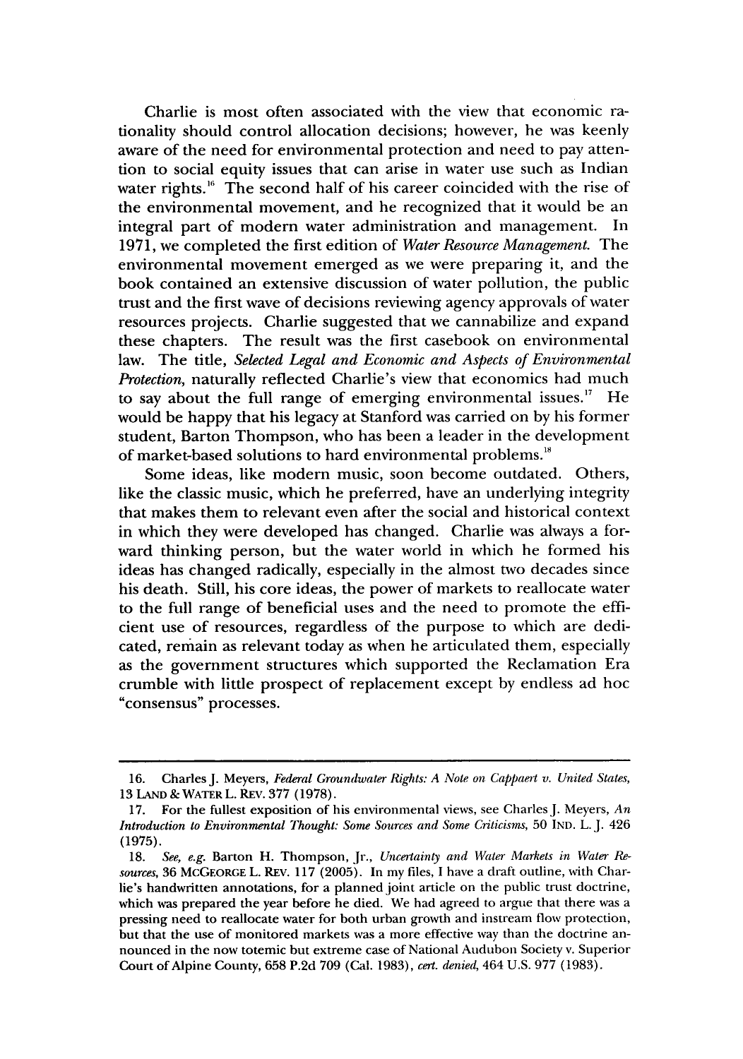Charlie is most often associated with the view that economic rationality should control allocation decisions; however, he was keenly aware of the need for environmental protection and need to pay attention to social equity issues that can arise in water use such as Indian water rights.[16] The second half of his career coincided with the rise of the environmental movement, and he recognized that it would be an integral part of modern water administration and management. In 1971, we completed the first edition of *Water Resource Management.* The environmental movement emerged as we were preparing it, and the book contained an extensive discussion of water pollution, the public trust and the first wave of decisions reviewing agency approvals of water resources projects. Charlie suggested that we cannabilize and expand these chapters. The result was the first casebook on environmental law. The title, *Selected Legal and Economic and Aspects of Environmental Protection*, naturally reflected Charlie's view that economics had much to say about the full range of emerging environmental issues.[17] He would be happy that his legacy at Stanford was carried on by his former student, Barton Thompson, who has been a leader in the development of market-based solutions to hard environmental problems.[18]

Some ideas, like modern music, soon become outdated. Others, like the classic music, which he preferred, have an underlying integrity that makes them to relevant even after the social and historical context in which they were developed has changed. Charlie was always a forward thinking person, but the water world in which he formed his ideas has changed radically, especially in the almost two decades since his death. Still, his core ideas, the power of markets to reallocate water to the full range of beneficial uses and the need to promote the efficient use of resources, regardless of the purpose to which are dedicated, remain as relevant today as when he articulated them, especially as the government structures which supported the Reclamation Era crumble with little prospect of replacement except by endless ad hoc "consensus" processes.

---

16. Charles J. Meyers, *Federal Groundwater Rights: A Note on Cappaert v. United States*, 13 LAND & WATER L. REV. 377 (1978).

17. For the fullest exposition of his environmental views, see Charles J. Meyers, *An Introduction to Environmental Thought: Some Sources and Some Criticisms*, 50 IND. L. J. 426 (1975).

18. *See, e.g.* Barton H. Thompson, Jr., *Uncertainty and Water Markets in Water Resources*, 36 MCGEORGE L. REV. 117 (2005). In my files, I have a draft outline, with Charlie's handwritten annotations, for a planned joint article on the public trust doctrine, which was prepared the year before he died. We had agreed to argue that there was a pressing need to reallocate water for both urban growth and instream flow protection, but that the use of monitored markets was a more effective way than the doctrine announced in the now totemic but extreme case of National Audubon Society v. Superior Court of Alpine County, 658 P.2d 709 (Cal. 1983), *cert. denied*, 464 U.S. 977 (1983).